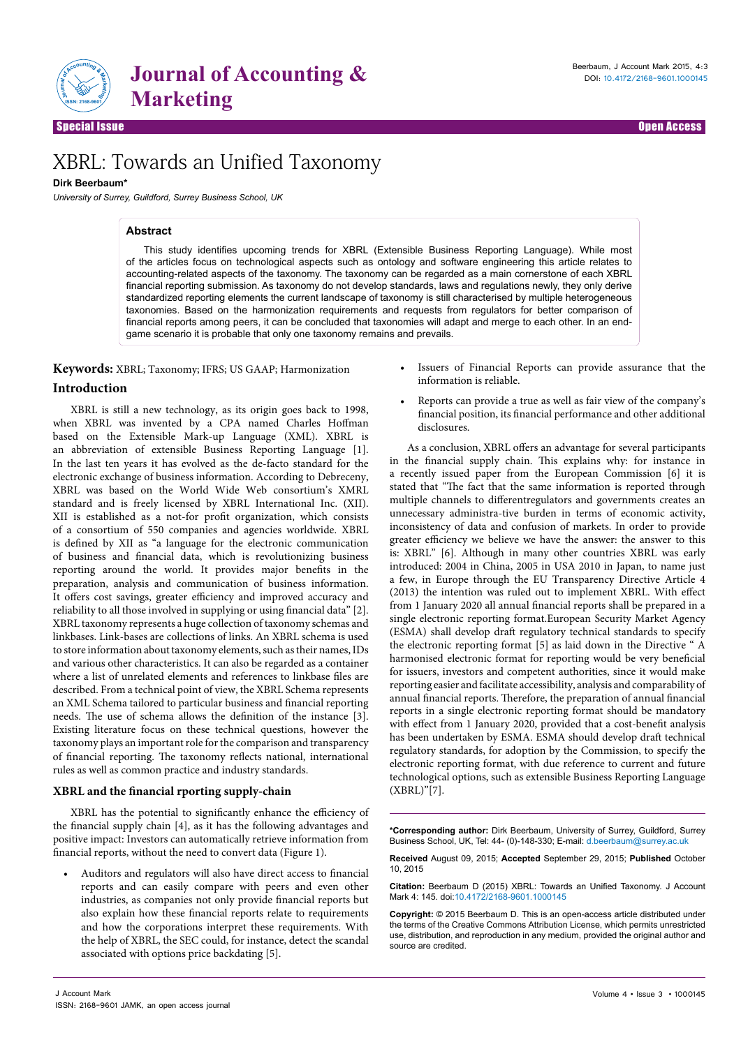Special Issue Open Access

# XBRL: Towards an Unified Taxonomy

**Dirk Beerbaum***

*University of Surrey, Guildford, Surrey Business School, UK*

## Abstract

This study identifies upcoming trends for XBRL (Extensible Business Reporting Language). While most of the articles focus on technological aspects such as ontology and software engineering this article relates to accounting-related aspects of the taxonomy. The taxonomy can be regarded as a main cornerstone of each XBRL financial reporting submission. As taxonomy do not develop standards, laws and regulations newly, they only derive standardized reporting elements the current landscape of taxonomy is still characterised by multiple heterogeneous taxonomies. Based on the harmonization requirements and requests from regulators for better comparison of financial reports among peers, it can be concluded that taxonomies will adapt and merge to each other. In an end-game scenario it is probable that only one taxonomy remains and prevails.

**Keywords:** XBRL; Taxonomy; IFRS; US GAAP; Harmonization

## Introduction

XBRL is still a new technology, as its origin goes back to 1998, when XBRL was invented by a CPA named Charles Hoffman based on the Extensible Mark-up Language (XML). XBRL is an abbreviation of extensible Business Reporting Language [1]. In the last ten years it has evolved as the de-facto standard for the electronic exchange of business information. According to Debreceny, XBRL was based on the World Wide Web consortium's XMRL standard and is freely licensed by XBRL International Inc. (XII). XII is established as a not-for profit organization, which consists of a consortium of 550 companies and agencies worldwide. XBRL is defined by XII as "a language for the electronic communication of business and financial data, which is revolutionizing business reporting around the world. It provides major benefits in the preparation, analysis and communication of business information. It offers cost savings, greater efficiency and improved accuracy and reliability to all those involved in supplying or using financial data" [2]. XBRL taxonomy represents a huge collection of taxonomy schemas and linkbases. Link-bases are collections of links. An XBRL schema is used to store information about taxonomy elements, such as their names, IDs and various other characteristics. It can also be regarded as a container where a list of unrelated elements and references to linkbase files are described. From a technical point of view, the XBRL Schema represents an XML Schema tailored to particular business and financial reporting needs. The use of schema allows the definition of the instance [3]. Existing literature focus on these technical questions, however the taxonomy plays an important role for the comparison and transparency of financial reporting. The taxonomy reflects national, international rules as well as common practice and industry standards.

### XBRL and the financial rporting supply-chain

XBRL has the potential to significantly enhance the efficiency of the financial supply chain [4], as it has the following advantages and positive impact: Investors can automatically retrieve information from financial reports, without the need to convert data (Figure 1).

- Auditors and regulators will also have direct access to financial reports and can easily compare with peers and even other industries, as companies not only provide financial reports but also explain how these financial reports relate to requirements and how the corporations interpret these requirements. With the help of XBRL, the SEC could, for instance, detect the scandal associated with options price backdating [5].
- Issuers of Financial Reports can provide assurance that the information is reliable.
- Reports can provide a true as well as fair view of the company's financial position, its financial performance and other additional disclosures.

As a conclusion, XBRL offers an advantage for several participants in the financial supply chain. This explains why: for instance in a recently issued paper from the European Commission [6] it is stated that "The fact that the same information is reported through multiple channels to differentregulators and governments creates an unnecessary administra-tive burden in terms of economic activity, inconsistency of data and confusion of markets. In order to provide greater efficiency we believe we have the answer: the answer to this is: XBRL" [6]. Although in many other countries XBRL was early introduced: 2004 in China, 2005 in USA 2010 in Japan, to name just a few, in Europe through the EU Transparency Directive Article 4 (2013) the intention was ruled out to implement XBRL. With effect from 1 January 2020 all annual financial reports shall be prepared in a single electronic reporting format.European Security Market Agency (ESMA) shall develop draft regulatory technical standards to specify the electronic reporting format [5] as laid down in the Directive " A harmonised electronic format for reporting would be very beneficial for issuers, investors and competent authorities, since it would make reporting easier and facilitate accessibility, analysis and comparability of annual financial reports. Therefore, the preparation of annual financial reports in a single electronic reporting format should be mandatory with effect from 1 January 2020, provided that a cost-benefit analysis has been undertaken by ESMA. ESMA should develop draft technical regulatory standards, for adoption by the Commission, to specify the electronic reporting format, with due reference to current and future technological options, such as extensible Business Reporting Language (XBRL)"[7].

---

**\*Corresponding author:** Dirk Beerbaum, University of Surrey, Guildford, Surrey Business School, UK, Tel: 44- (0)-148-330; E-mail: d.beerbaum@surrey.ac.uk

**Received** August 09, 2015; **Accepted** September 29, 2015; **Published** October 10, 2015

**Citation:** Beerbaum D (2015) XBRL: Towards an Unified Taxonomy. J Account Mark 4: 145. doi:10.4172/2168-9601.1000145

**Copyright:** © 2015 Beerbaum D. This is an open-access article distributed under the terms of the Creative Commons Attribution License, which permits unrestricted use, distribution, and reproduction in any medium, provided the original author and source are credited.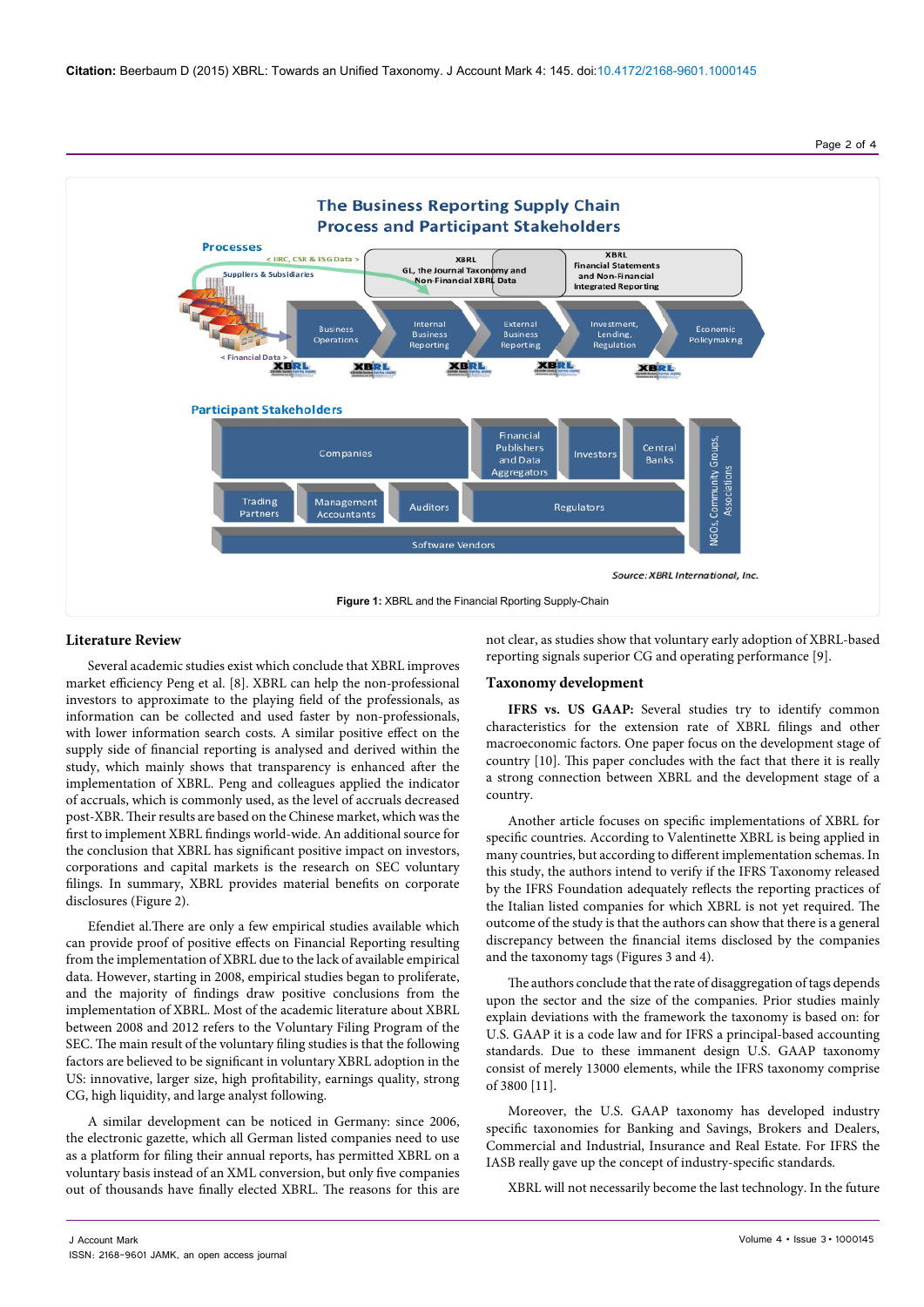**Figure 1:** XBRL and the Financial Rporting Supply-Chain

## Literature Review

Several academic studies exist which conclude that XBRL improves market efficiency Peng et al. [8]. XBRL can help the non-professional investors to approximate to the playing field of the professionals, as information can be collected and used faster by non-professionals, with lower information search costs. A similar positive effect on the supply side of financial reporting is analysed and derived within the study, which mainly shows that transparency is enhanced after the implementation of XBRL. Peng and colleagues applied the indicator of accruals, which is commonly used, as the level of accruals decreased post-XBR. Their results are based on the Chinese market, which was the first to implement XBRL findings world-wide. An additional source for the conclusion that XBRL has significant positive impact on investors, corporations and capital markets is the research on SEC voluntary filings. In summary, XBRL provides material benefits on corporate disclosures (Figure 2).

Efendiet al.There are only a few empirical studies available which can provide proof of positive effects on Financial Reporting resulting from the implementation of XBRL due to the lack of available empirical data. However, starting in 2008, empirical studies began to proliferate, and the majority of findings draw positive conclusions from the implementation of XBRL. Most of the academic literature about XBRL between 2008 and 2012 refers to the Voluntary Filing Program of the SEC. The main result of the voluntary filing studies is that the following factors are believed to be significant in voluntary XBRL adoption in the US: innovative, larger size, high profitability, earnings quality, strong CG, high liquidity, and large analyst following.

A similar development can be noticed in Germany: since 2006, the electronic gazette, which all German listed companies need to use as a platform for filing their annual reports, has permitted XBRL on a voluntary basis instead of an XML conversion, but only five companies out of thousands have finally elected XBRL. The reasons for this are not clear, as studies show that voluntary early adoption of XBRL-based reporting signals superior CG and operating performance [9].

## Taxonomy development

**IFRS vs. US GAAP:** Several studies try to identify common characteristics for the extension rate of XBRL filings and other macroeconomic factors. One paper focus on the development stage of country [10]. This paper concludes with the fact that there is really a strong connection between XBRL and the development stage of a country.

Another article focuses on specific implementations of XBRL for specific countries. According to Valentinette XBRL is being applied in many countries, but according to different implementation schemas. In this study, the authors intend to verify if the IFRS Taxonomy released by the IFRS Foundation adequately reflects the reporting practices of the Italian listed companies for which XBRL is not yet required. The outcome of the study is that the authors can show that there is a general discrepancy between the financial items disclosed by the companies and the taxonomy tags (Figures 3 and 4).

The authors conclude that the rate of disaggregation of tags depends upon the sector and the size of the companies. Prior studies mainly explain deviations with the framework the taxonomy is based on: for U.S. GAAP it is a code law and for IFRS a principal-based accounting standards. Due to these immanent design U.S. GAAP taxonomy consist of merely 13000 elements, while the IFRS taxonomy comprise of 3800 [11].

Moreover, the U.S. GAAP taxonomy has developed industry specific taxonomies for Banking and Savings, Brokers and Dealers, Commercial and Industrial, Insurance and Real Estate. For IFRS the IASB really gave up the concept of industry-specific standards.

XBRL will not necessarily become the last technology. In the future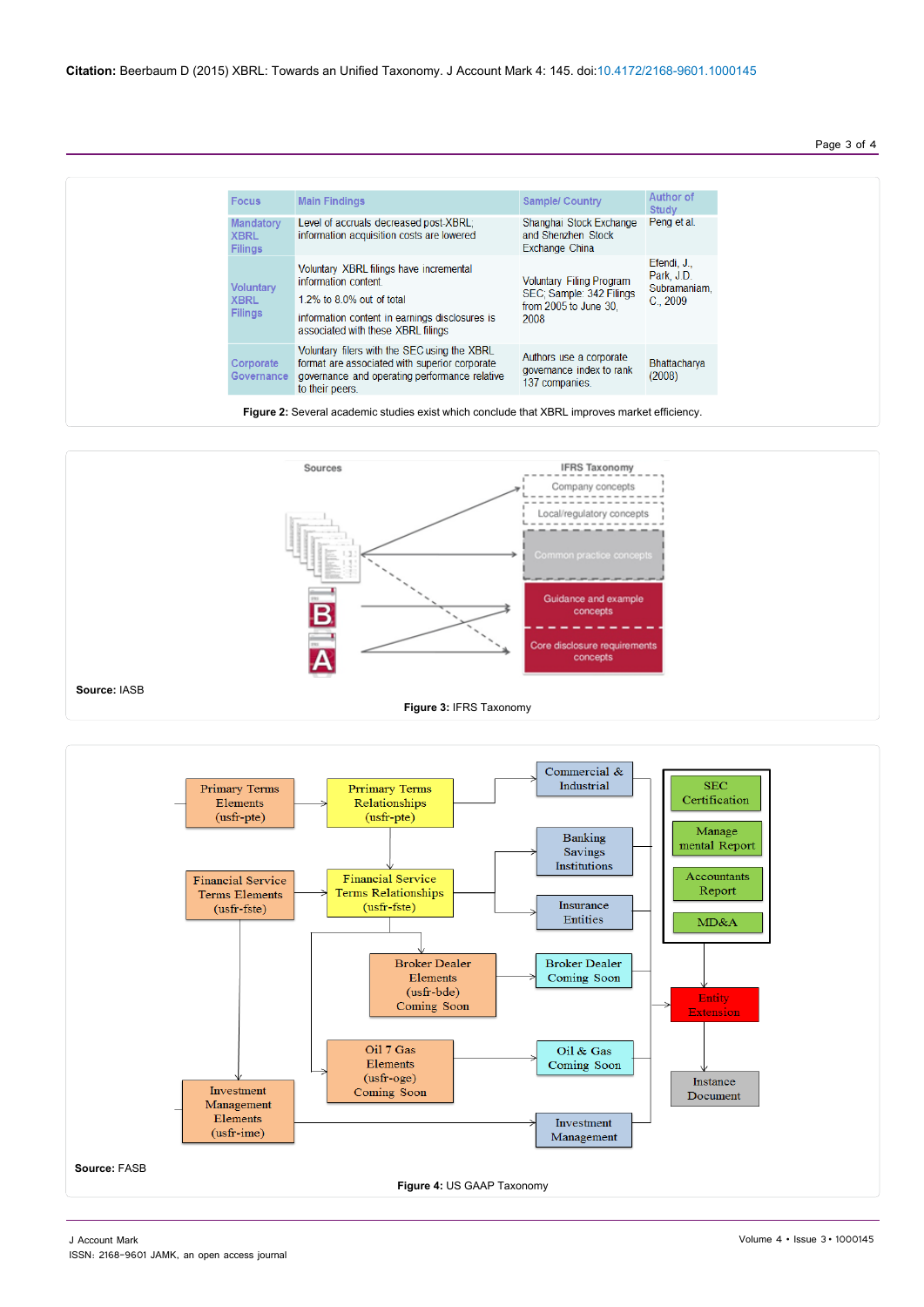| Focus | Main Findings | Sample/ Country | Author of Study |
|---|---|---|---|
| Mandatory XBRL Filings | Level of accruals decreased post-XBRL, information acquisition costs are lowered | Shanghai Stock Exchange and Shenzhen Stock Exchange China | Peng et al. |
| Voluntary XBRL Filings | Voluntary XBRL filings have incremental information content. 1.2% to 8.0% out of total information content in earnings disclosures is associated with these XBRL filings | Voluntary Filing Program SEC; Sample: 342 Filings from 2005 to June 30, 2008 | Efendi, J., Park, J.D. Subramaniam, C., 2009 |
| Corporate Governance | Voluntary filers with the SEC using the XBRL format are associated with superior corporate governance and operating performance relative to their peers. | Authors use a corporate governance index to rank 137 companies. | Bhattacharya (2008) |

**Figure 2:** Several academic studies exist which conclude that XBRL improves market efficiency.

**Source:** IASB

**Figure 3:** IFRS Taxonomy

**Source:** FASB

**Figure 4:** US GAAP Taxonomy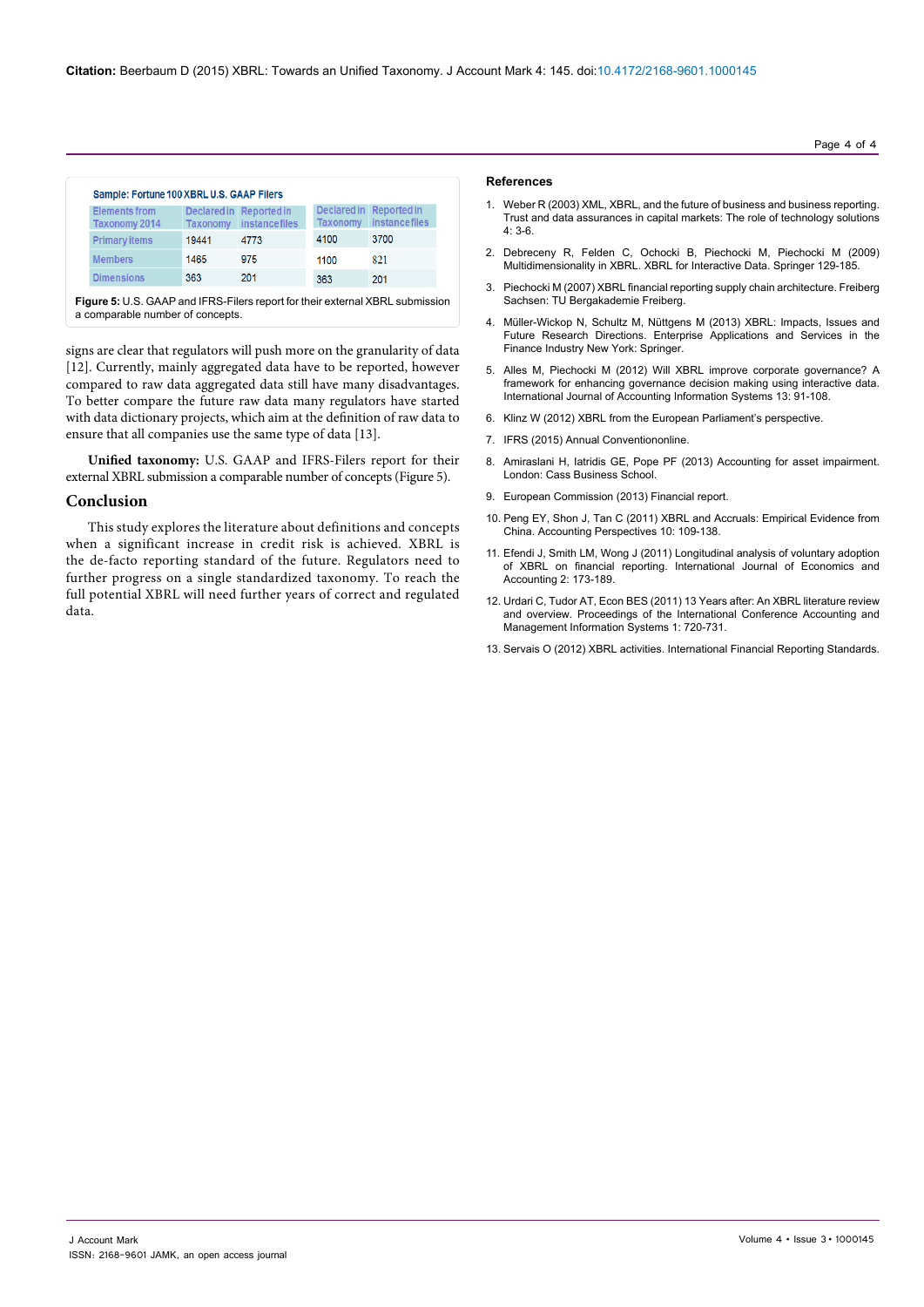Sample: Fortune 100 XBRL U.S. GAAP Filers

| Elements from Taxonomy 2014 | Declared in Taxonomy | Reported in instance files | Declared in Taxonomy | Reported in instance files |
|---|---|---|---|---|
| Primary items | 19441 | 4773 | 4100 | 3700 |
| Members | 1465 | 975 | 1100 | 821 |
| Dimensions | 363 | 201 | 363 | 201 |

**Figure 5:** U.S. GAAP and IFRS-Filers report for their external XBRL submission a comparable number of concepts.

signs are clear that regulators will push more on the granularity of data [12]. Currently, mainly aggregated data have to be reported, however compared to raw data aggregated data still have many disadvantages. To better compare the future raw data many regulators have started with data dictionary projects, which aim at the definition of raw data to ensure that all companies use the same type of data [13].

**Unified taxonomy:** U.S. GAAP and IFRS-Filers report for their external XBRL submission a comparable number of concepts (Figure 5).

## Conclusion

This study explores the literature about definitions and concepts when a significant increase in credit risk is achieved. XBRL is the de-facto reporting standard of the future. Regulators need to further progress on a single standardized taxonomy. To reach the full potential XBRL will need further years of correct and regulated data.

### References

1. Weber R (2003) XML, XBRL, and the future of business and business reporting. Trust and data assurances in capital markets: The role of technology solutions 4: 3-6.
2. Debreceny R, Felden C, Ochocki B, Piechocki M, Piechocki M (2009) Multidimensionality in XBRL. XBRL for Interactive Data. Springer 129-185.
3. Piechocki M (2007) XBRL financial reporting supply chain architecture. Freiberg Sachsen: TU Bergakademie Freiberg.
4. Müller-Wickop N, Schultz M, Nüttgens M (2013) XBRL: Impacts, Issues and Future Research Directions. Enterprise Applications and Services in the Finance Industry New York: Springer.
5. Alles M, Piechocki M (2012) Will XBRL improve corporate governance? A framework for enhancing governance decision making using interactive data. International Journal of Accounting Information Systems 13: 91-108.
6. Klinz W (2012) XBRL from the European Parliament's perspective.
7. IFRS (2015) Annual Conventiononline.
8. Amiraslani H, Iatridis GE, Pope PF (2013) Accounting for asset impairment. London: Cass Business School.
9. European Commission (2013) Financial report.
10. Peng EY, Shon J, Tan C (2011) XBRL and Accruals: Empirical Evidence from China. Accounting Perspectives 10: 109-138.
11. Efendi J, Smith LM, Wong J (2011) Longitudinal analysis of voluntary adoption of XBRL on financial reporting. International Journal of Economics and Accounting 2: 173-189.
12. Urdari C, Tudor AT, Econ BES (2011) 13 Years after: An XBRL literature review and overview. Proceedings of the International Conference Accounting and Management Information Systems 1: 720-731.
13. Servais O (2012) XBRL activities. International Financial Reporting Standards.